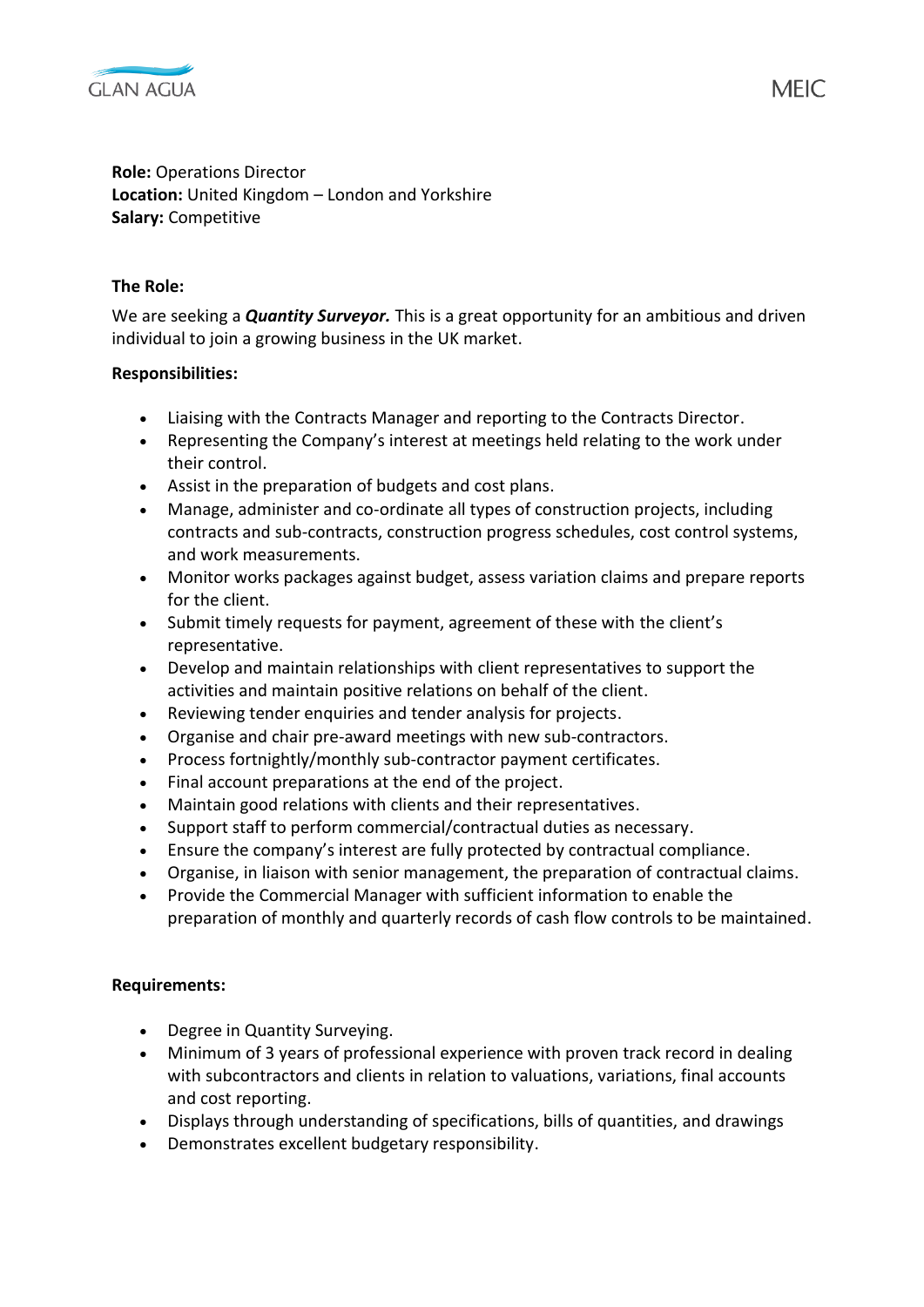GLAN AGUA

MEIC

**Role:** Operations Director
**Location:** United Kingdom – London and Yorkshire
**Salary:** Competitive

**The Role:**

We are seeking a ***Quantity Surveyor.*** This is a great opportunity for an ambitious and driven individual to join a growing business in the UK market.

**Responsibilities:**

- Liaising with the Contracts Manager and reporting to the Contracts Director.
- Representing the Company's interest at meetings held relating to the work under their control.
- Assist in the preparation of budgets and cost plans.
- Manage, administer and co-ordinate all types of construction projects, including contracts and sub-contracts, construction progress schedules, cost control systems, and work measurements.
- Monitor works packages against budget, assess variation claims and prepare reports for the client.
- Submit timely requests for payment, agreement of these with the client's representative.
- Develop and maintain relationships with client representatives to support the activities and maintain positive relations on behalf of the client.
- Reviewing tender enquiries and tender analysis for projects.
- Organise and chair pre-award meetings with new sub-contractors.
- Process fortnightly/monthly sub-contractor payment certificates.
- Final account preparations at the end of the project.
- Maintain good relations with clients and their representatives.
- Support staff to perform commercial/contractual duties as necessary.
- Ensure the company's interest are fully protected by contractual compliance.
- Organise, in liaison with senior management, the preparation of contractual claims.
- Provide the Commercial Manager with sufficient information to enable the preparation of monthly and quarterly records of cash flow controls to be maintained.

**Requirements:**

- Degree in Quantity Surveying.
- Minimum of 3 years of professional experience with proven track record in dealing with subcontractors and clients in relation to valuations, variations, final accounts and cost reporting.
- Displays through understanding of specifications, bills of quantities, and drawings
- Demonstrates excellent budgetary responsibility.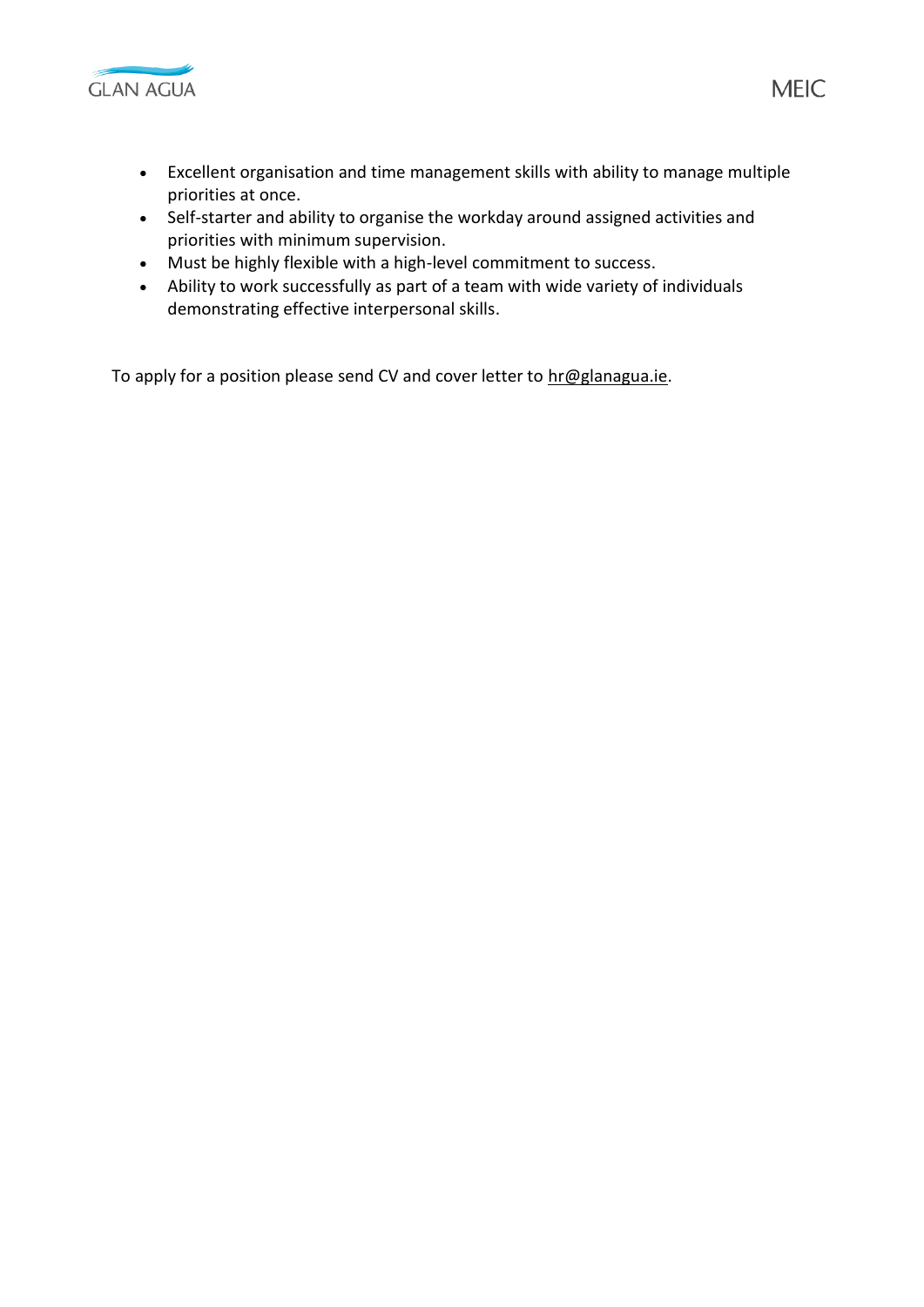- Excellent organisation and time management skills with ability to manage multiple priorities at once.
- Self-starter and ability to organise the workday around assigned activities and priorities with minimum supervision.
- Must be highly flexible with a high-level commitment to success.
- Ability to work successfully as part of a team with wide variety of individuals demonstrating effective interpersonal skills.

To apply for a position please send CV and cover letter to hr@glanagua.ie.